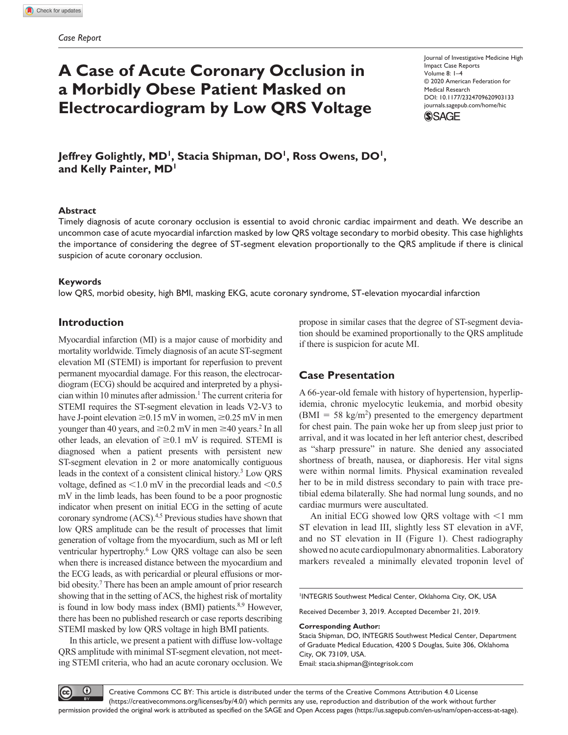*Case Report*

# A Case of Acute Coronary Occlusion in a Morbidly Obese Patient Masked on Electrocardiogram by Low QRS Voltage

Journal of Investigative Medicine High Impact Case Reports
Volume 8: 1–4
© 2020 American Federation for Medical Research
DOI: 10.1177/2324709620903133
journals.sagepub.com/home/hic

**Jeffrey Golightly, MD[1], Stacia Shipman, DO[1], Ross Owens, DO[1], and Kelly Painter, MD[1]**

### Abstract

Timely diagnosis of acute coronary occlusion is essential to avoid chronic cardiac impairment and death. We describe an uncommon case of acute myocardial infarction masked by low QRS voltage secondary to morbid obesity. This case highlights the importance of considering the degree of ST-segment elevation proportionally to the QRS amplitude if there is clinical suspicion of acute coronary occlusion.

### Keywords

low QRS, morbid obesity, high BMI, masking EKG, acute coronary syndrome, ST-elevation myocardial infarction

## Introduction

Myocardial infarction (MI) is a major cause of morbidity and mortality worldwide. Timely diagnosis of an acute ST-segment elevation MI (STEMI) is important for reperfusion to prevent permanent myocardial damage. For this reason, the electrocardiogram (ECG) should be acquired and interpreted by a physician within 10 minutes after admission.[1] The current criteria for STEMI requires the ST-segment elevation in leads V2-V3 to have J-point elevation $\geq$0.15 mV in women, $\geq$0.25 mV in men younger than 40 years, and $\geq$0.2 mV in men $\geq$40 years.[2] In all other leads, an elevation of $\geq$0.1 mV is required. STEMI is diagnosed when a patient presents with persistent new ST-segment elevation in 2 or more anatomically contiguous leads in the context of a consistent clinical history.[3] Low QRS voltage, defined as <1.0 mV in the precordial leads and <0.5 mV in the limb leads, has been found to be a poor prognostic indicator when present on initial ECG in the setting of acute coronary syndrome (ACS).[4,5] Previous studies have shown that low QRS amplitude can be the result of processes that limit generation of voltage from the myocardium, such as MI or left ventricular hypertrophy.[6] Low QRS voltage can also be seen when there is increased distance between the myocardium and the ECG leads, as with pericardial or pleural effusions or morbid obesity.[7] There has been an ample amount of prior research showing that in the setting of ACS, the highest risk of mortality is found in low body mass index (BMI) patients.[8,9] However, there has been no published research or case reports describing STEMI masked by low QRS voltage in high BMI patients.

In this article, we present a patient with diffuse low-voltage QRS amplitude with minimal ST-segment elevation, not meeting STEMI criteria, who had an acute coronary occlusion. We propose in similar cases that the degree of ST-segment deviation should be examined proportionally to the QRS amplitude if there is suspicion for acute MI.

## Case Presentation

A 66-year-old female with history of hypertension, hyperlipidemia, chronic myelocytic leukemia, and morbid obesity (BMI = 58 kg/m$^2$) presented to the emergency department for chest pain. The pain woke her up from sleep just prior to arrival, and it was located in her left anterior chest, described as "sharp pressure" in nature. She denied any associated shortness of breath, nausea, or diaphoresis. Her vital signs were within normal limits. Physical examination revealed her to be in mild distress secondary to pain with trace pretibial edema bilaterally. She had normal lung sounds, and no cardiac murmurs were auscultated.

An initial ECG showed low QRS voltage with <1 mm ST elevation in lead III, slightly less ST elevation in aVF, and no ST elevation in II (Figure 1). Chest radiography showed no acute cardiopulmonary abnormalities. Laboratory markers revealed a minimally elevated troponin level of

[1]INTEGRIS Southwest Medical Center, Oklahoma City, OK, USA

Received December 3, 2019. Accepted December 21, 2019.

**Corresponding Author:**
Stacia Shipman, DO, INTEGRIS Southwest Medical Center, Department of Graduate Medical Education, 4200 S Douglas, Suite 306, Oklahoma City, OK 73109, USA.
Email: stacia.shipman@integrisok.com

Creative Commons CC BY: This article is distributed under the terms of the Creative Commons Attribution 4.0 License (https://creativecommons.org/licenses/by/4.0/) which permits any use, reproduction and distribution of the work without further permission provided the original work is attributed as specified on the SAGE and Open Access pages (https://us.sagepub.com/en-us/nam/open-access-at-sage).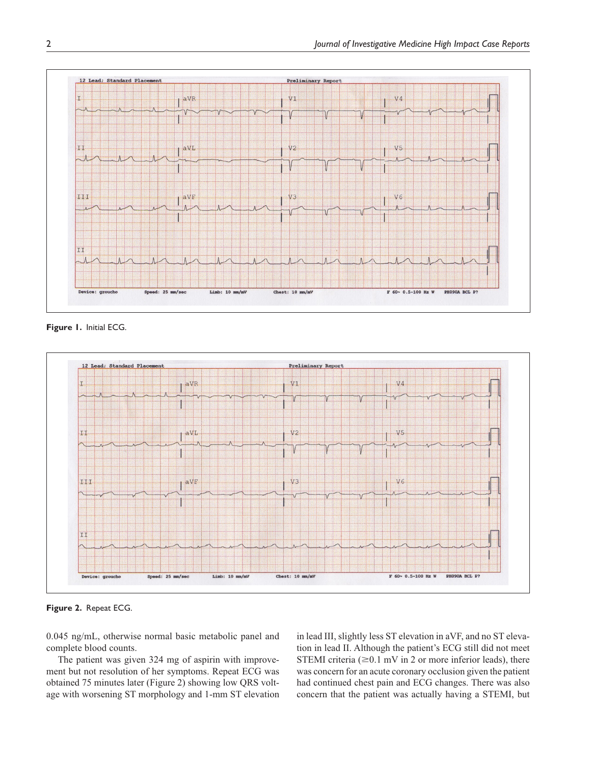Figure 1. Initial ECG.

Figure 2. Repeat ECG.

0.045 ng/mL, otherwise normal basic metabolic panel and complete blood counts.

The patient was given 324 mg of aspirin with improvement but not resolution of her symptoms. Repeat ECG was obtained 75 minutes later (Figure 2) showing low QRS voltage with worsening ST morphology and 1-mm ST elevation in lead III, slightly less ST elevation in aVF, and no ST elevation in lead II. Although the patient's ECG still did not meet STEMI criteria (≥0.1 mV in 2 or more inferior leads), there was concern for an acute coronary occlusion given the patient had continued chest pain and ECG changes. There was also concern that the patient was actually having a STEMI, but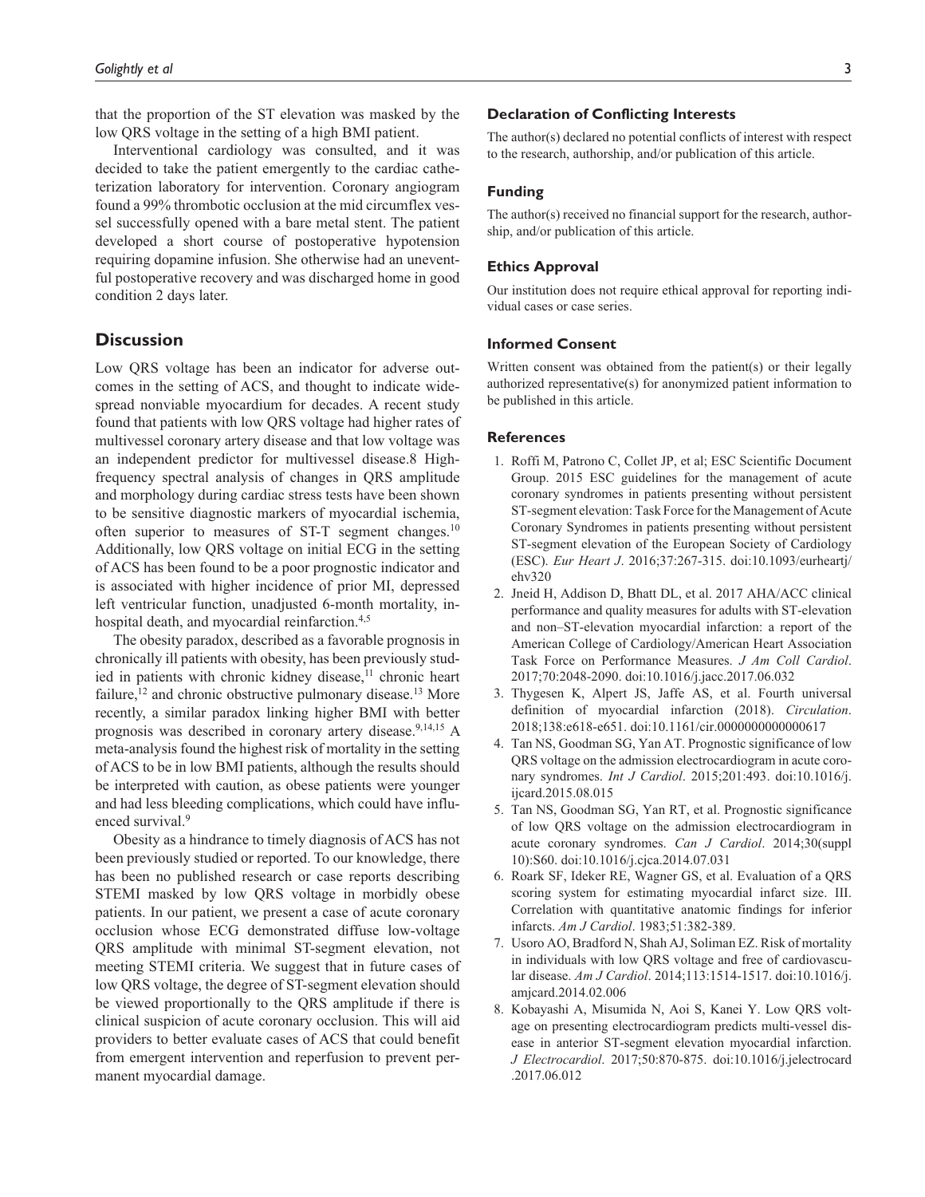that the proportion of the ST elevation was masked by the low QRS voltage in the setting of a high BMI patient.

Interventional cardiology was consulted, and it was decided to take the patient emergently to the cardiac catheterization laboratory for intervention. Coronary angiogram found a 99% thrombotic occlusion at the mid circumflex vessel successfully opened with a bare metal stent. The patient developed a short course of postoperative hypotension requiring dopamine infusion. She otherwise had an uneventful postoperative recovery and was discharged home in good condition 2 days later.

## Discussion

Low QRS voltage has been an indicator for adverse outcomes in the setting of ACS, and thought to indicate widespread nonviable myocardium for decades. A recent study found that patients with low QRS voltage had higher rates of multivessel coronary artery disease and that low voltage was an independent predictor for multivessel disease.8 High-frequency spectral analysis of changes in QRS amplitude and morphology during cardiac stress tests have been shown to be sensitive diagnostic markers of myocardial ischemia, often superior to measures of ST-T segment changes.[10] Additionally, low QRS voltage on initial ECG in the setting of ACS has been found to be a poor prognostic indicator and is associated with higher incidence of prior MI, depressed left ventricular function, unadjusted 6-month mortality, in-hospital death, and myocardial reinfarction.[4,5]

The obesity paradox, described as a favorable prognosis in chronically ill patients with obesity, has been previously studied in patients with chronic kidney disease,[11] chronic heart failure,[12] and chronic obstructive pulmonary disease.[13] More recently, a similar paradox linking higher BMI with better prognosis was described in coronary artery disease.[9,14,15] A meta-analysis found the highest risk of mortality in the setting of ACS to be in low BMI patients, although the results should be interpreted with caution, as obese patients were younger and had less bleeding complications, which could have influenced survival.[9]

Obesity as a hindrance to timely diagnosis of ACS has not been previously studied or reported. To our knowledge, there has been no published research or case reports describing STEMI masked by low QRS voltage in morbidly obese patients. In our patient, we present a case of acute coronary occlusion whose ECG demonstrated diffuse low-voltage QRS amplitude with minimal ST-segment elevation, not meeting STEMI criteria. We suggest that in future cases of low QRS voltage, the degree of ST-segment elevation should be viewed proportionally to the QRS amplitude if there is clinical suspicion of acute coronary occlusion. This will aid providers to better evaluate cases of ACS that could benefit from emergent intervention and reperfusion to prevent permanent myocardial damage.

### Declaration of Conflicting Interests

The author(s) declared no potential conflicts of interest with respect to the research, authorship, and/or publication of this article.

### Funding

The author(s) received no financial support for the research, authorship, and/or publication of this article.

### Ethics Approval

Our institution does not require ethical approval for reporting individual cases or case series.

### Informed Consent

Written consent was obtained from the patient(s) or their legally authorized representative(s) for anonymized patient information to be published in this article.

### References

1. Roffi M, Patrono C, Collet JP, et al; ESC Scientific Document Group. 2015 ESC guidelines for the management of acute coronary syndromes in patients presenting without persistent ST-segment elevation: Task Force for the Management of Acute Coronary Syndromes in patients presenting without persistent ST-segment elevation of the European Society of Cardiology (ESC). *Eur Heart J*. 2016;37:267-315. doi:10.1093/eurheartj/ehv320
2. Jneid H, Addison D, Bhatt DL, et al. 2017 AHA/ACC clinical performance and quality measures for adults with ST-elevation and non–ST-elevation myocardial infarction: a report of the American College of Cardiology/American Heart Association Task Force on Performance Measures. *J Am Coll Cardiol*. 2017;70:2048-2090. doi:10.1016/j.jacc.2017.06.032
3. Thygesen K, Alpert JS, Jaffe AS, et al. Fourth universal definition of myocardial infarction (2018). *Circulation*. 2018;138:e618-e651. doi:10.1161/cir.0000000000000617
4. Tan NS, Goodman SG, Yan AT. Prognostic significance of low QRS voltage on the admission electrocardiogram in acute coronary syndromes. *Int J Cardiol*. 2015;201:493. doi:10.1016/j.ijcard.2015.08.015
5. Tan NS, Goodman SG, Yan RT, et al. Prognostic significance of low QRS voltage on the admission electrocardiogram in acute coronary syndromes. *Can J Cardiol*. 2014;30(suppl 10):S60. doi:10.1016/j.cjca.2014.07.031
6. Roark SF, Ideker RE, Wagner GS, et al. Evaluation of a QRS scoring system for estimating myocardial infarct size. III. Correlation with quantitative anatomic findings for inferior infarcts. *Am J Cardiol*. 1983;51:382-389.
7. Usoro AO, Bradford N, Shah AJ, Soliman EZ. Risk of mortality in individuals with low QRS voltage and free of cardiovascular disease. *Am J Cardiol*. 2014;113:1514-1517. doi:10.1016/j.amjcard.2014.02.006
8. Kobayashi A, Misumida N, Aoi S, Kanei Y. Low QRS voltage on presenting electrocardiogram predicts multi-vessel disease in anterior ST-segment elevation myocardial infarction. *J Electrocardiol*. 2017;50:870-875. doi:10.1016/j.jelectrocard.2017.06.012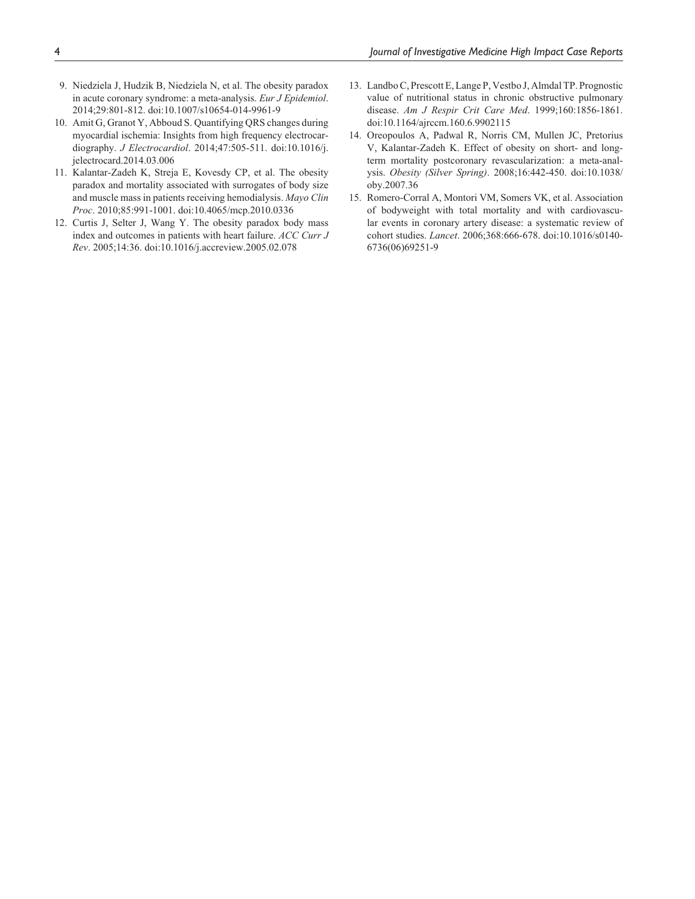9. Niedziela J, Hudzik B, Niedziela N, et al. The obesity paradox in acute coronary syndrome: a meta-analysis. *Eur J Epidemiol*. 2014;29:801-812. doi:10.1007/s10654-014-9961-9
10. Amit G, Granot Y, Abboud S. Quantifying QRS changes during myocardial ischemia: Insights from high frequency electrocardiography. *J Electrocardiol*. 2014;47:505-511. doi:10.1016/j.jelectrocard.2014.03.006
11. Kalantar-Zadeh K, Streja E, Kovesdy CP, et al. The obesity paradox and mortality associated with surrogates of body size and muscle mass in patients receiving hemodialysis. *Mayo Clin Proc*. 2010;85:991-1001. doi:10.4065/mcp.2010.0336
12. Curtis J, Selter J, Wang Y. The obesity paradox body mass index and outcomes in patients with heart failure. *ACC Curr J Rev*. 2005;14:36. doi:10.1016/j.accreview.2005.02.078
13. Landbo C, Prescott E, Lange P, Vestbo J, Almdal TP. Prognostic value of nutritional status in chronic obstructive pulmonary disease. *Am J Respir Crit Care Med*. 1999;160:1856-1861. doi:10.1164/ajrccm.160.6.9902115
14. Oreopoulos A, Padwal R, Norris CM, Mullen JC, Pretorius V, Kalantar-Zadeh K. Effect of obesity on short- and long-term mortality postcoronary revascularization: a meta-analysis. *Obesity (Silver Spring)*. 2008;16:442-450. doi:10.1038/oby.2007.36
15. Romero-Corral A, Montori VM, Somers VK, et al. Association of bodyweight with total mortality and with cardiovascular events in coronary artery disease: a systematic review of cohort studies. *Lancet*. 2006;368:666-678. doi:10.1016/s0140-6736(06)69251-9